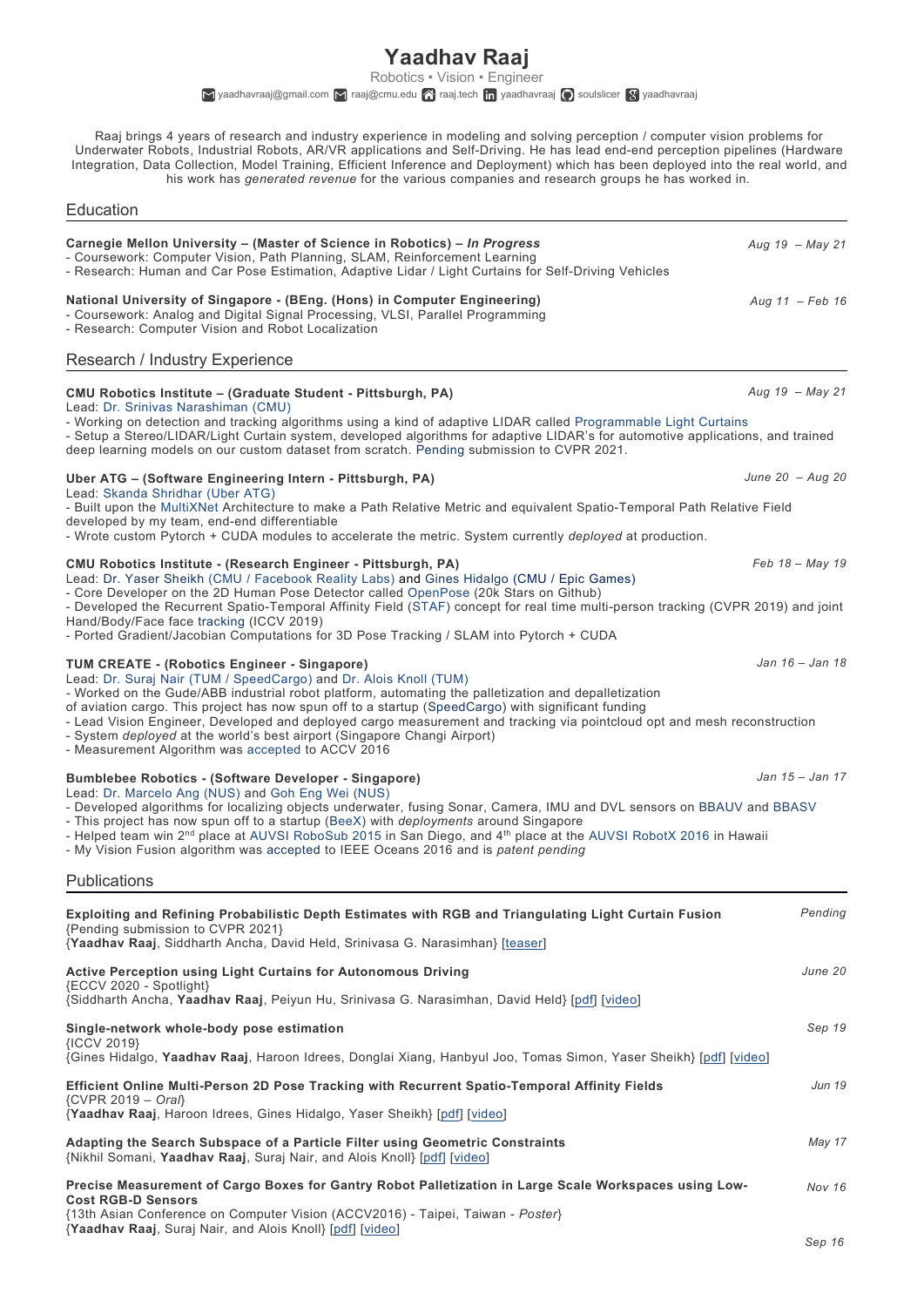# Yaadhav Raaj

Robotics • Vision • Engineer

yaadhavraaj@gmail.com raaj@cmu.edu raaj.tech yaadhavraaj soulslicer yaadhavraaj

Raaj brings 4 years of research and industry experience in modeling and solving perception / computer vision problems for Underwater Robots, Industrial Robots, AR/VR applications and Self-Driving. He has lead end-end perception pipelines (Hardware Integration, Data Collection, Model Training, Efficient Inference and Deployment) which has been deployed into the real world, and his work has *generated revenue* for the various companies and research groups he has worked in.

## Education

**Carnegie Mellon University – (Master of Science in Robotics) – *In Progress*** *Aug 19 – May 21*
- Coursework: Computer Vision, Path Planning, SLAM, Reinforcement Learning
- Research: Human and Car Pose Estimation, Adaptive Lidar / Light Curtains for Self-Driving Vehicles

**National University of Singapore - (BEng. (Hons) in Computer Engineering)** *Aug 11 – Feb 16*
- Coursework: Analog and Digital Signal Processing, VLSI, Parallel Programming
- Research: Computer Vision and Robot Localization

## Research / Industry Experience

**CMU Robotics Institute – (Graduate Student - Pittsburgh, PA)** *Aug 19 – May 21*
Lead: Dr. Srinivas Narashiman (CMU)
- Working on detection and tracking algorithms using a kind of adaptive LIDAR called Programmable Light Curtains
- Setup a Stereo/LIDAR/Light Curtain system, developed algorithms for adaptive LIDAR's for automotive applications, and trained deep learning models on our custom dataset from scratch. Pending submission to CVPR 2021.

**Uber ATG – (Software Engineering Intern - Pittsburgh, PA)** *June 20 – Aug 20*
Lead: Skanda Shridhar (Uber ATG)
- Built upon the MultiXNet Architecture to make a Path Relative Metric and equivalent Spatio-Temporal Path Relative Field developed by my team, end-end differentiable
- Wrote custom Pytorch + CUDA modules to accelerate the metric. System currently *deployed* at production.

**CMU Robotics Institute - (Research Engineer - Pittsburgh, PA)** *Feb 18 – May 19*
Lead: Dr. Yaser Sheikh (CMU / Facebook Reality Labs) and Gines Hidalgo (CMU / Epic Games)
- Core Developer on the 2D Human Pose Detector called OpenPose (20k Stars on Github)
- Developed the Recurrent Spatio-Temporal Affinity Field (STAF) concept for real time multi-person tracking (CVPR 2019) and joint Hand/Body/Face face tracking (ICCV 2019)
- Ported Gradient/Jacobian Computations for 3D Pose Tracking / SLAM into Pytorch + CUDA

**TUM CREATE - (Robotics Engineer - Singapore)** *Jan 16 – Jan 18*
Lead: Dr. Suraj Nair (TUM / SpeedCargo) and Dr. Alois Knoll (TUM)
- Worked on the Gude/ABB industrial robot platform, automating the palletization and depalletization of aviation cargo. This project has now spun off to a startup (SpeedCargo) with significant funding
- Lead Vision Engineer, Developed and deployed cargo measurement and tracking via pointcloud opt and mesh reconstruction
- System *deployed* at the world's best airport (Singapore Changi Airport)
- Measurement Algorithm was accepted to ACCV 2016

**Bumblebee Robotics - (Software Developer - Singapore)** *Jan 15 – Jan 17*
Lead: Dr. Marcelo Ang (NUS) and Goh Eng Wei (NUS)
- Developed algorithms for localizing objects underwater, fusing Sonar, Camera, IMU and DVL sensors on BBAUV and BBASV
- This project has now spun off to a startup (BeeX) with *deployments* around Singapore
- Helped team win 2nd place at AUVSI RoboSub 2015 in San Diego, and 4th place at the AUVSI RobotX 2016 in Hawaii
- My Vision Fusion algorithm was accepted to IEEE Oceans 2016 and is *patent pending*

## Publications

**Exploiting and Refining Probabilistic Depth Estimates with RGB and Triangulating Light Curtain Fusion** *Pending*
{Pending submission to CVPR 2021}
{**Yaadhav Raaj**, Siddharth Ancha, David Held, Srinivasa G. Narasimhan} [teaser]

**Active Perception using Light Curtains for Autonomous Driving** *June 20*
{ECCV 2020 - Spotlight}
{Siddharth Ancha, **Yaadhav Raaj**, Peiyun Hu, Srinivasa G. Narasimhan, David Held} [pdf] [video]

**Single-network whole-body pose estimation** *Sep 19*
{ICCV 2019}
{Gines Hidalgo, **Yaadhav Raaj**, Haroon Idrees, Donglai Xiang, Hanbyul Joo, Tomas Simon, Yaser Sheikh} [pdf] [video]

**Efficient Online Multi-Person 2D Pose Tracking with Recurrent Spatio-Temporal Affinity Fields** *Jun 19*
{CVPR 2019 – *Oral*}
{**Yaadhav Raaj**, Haroon Idrees, Gines Hidalgo, Yaser Sheikh} [pdf] [video]

**Adapting the Search Subspace of a Particle Filter using Geometric Constraints** *May 17*
{Nikhil Somani, **Yaadhav Raaj**, Suraj Nair, and Alois Knoll} [pdf] [video]

**Precise Measurement of Cargo Boxes for Gantry Robot Palletization in Large Scale Workspaces using Low-Cost RGB-D Sensors** *Nov 16*
{13th Asian Conference on Computer Vision (ACCV2016) - Taipei, Taiwan - *Poster*}
{**Yaadhav Raaj**, Suraj Nair, and Alois Knoll} [pdf] [video]

*Sep 16*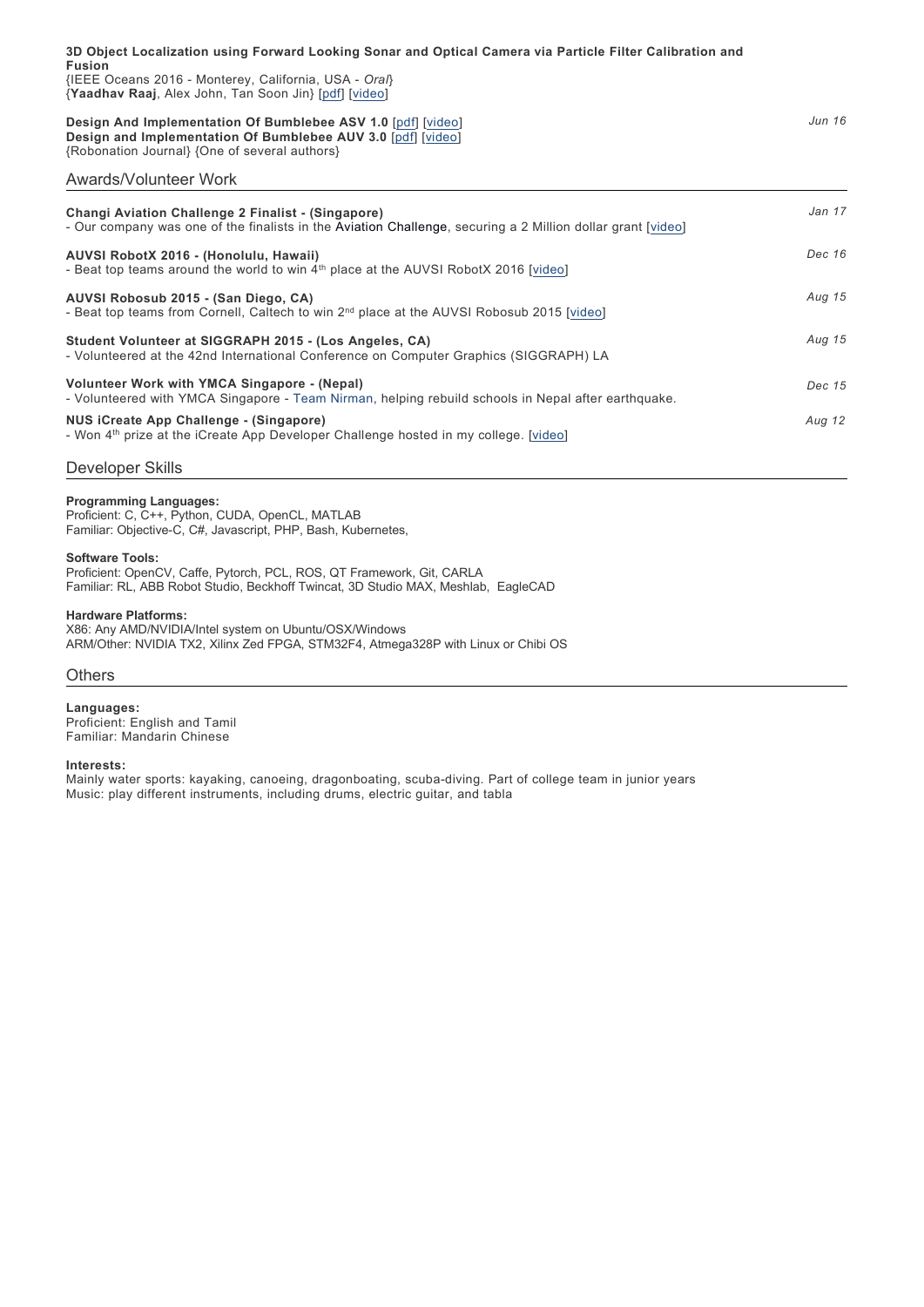**3D Object Localization using Forward Looking Sonar and Optical Camera via Particle Filter Calibration and Fusion**
{IEEE Oceans 2016 - Monterey, California, USA - *Oral*}
{**Yaadhav Raaj**, Alex John, Tan Soon Jin} [pdf] [video]

**Design And Implementation Of Bumblebee ASV 1.0** [pdf] [video] *Jun 16*
**Design and Implementation Of Bumblebee AUV 3.0** [pdf] [video]
{Robonation Journal} {One of several authors}

## Awards/Volunteer Work

**Changi Aviation Challenge 2 Finalist - (Singapore)** *Jan 17*
- Our company was one of the finalists in the Aviation Challenge, securing a 2 Million dollar grant [video]

**AUVSI RobotX 2016 - (Honolulu, Hawaii)** *Dec 16*
- Beat top teams around the world to win 4th place at the AUVSI RobotX 2016 [video]

**AUVSI Robosub 2015 - (San Diego, CA)** *Aug 15*
- Beat top teams from Cornell, Caltech to win 2nd place at the AUVSI Robosub 2015 [video]

**Student Volunteer at SIGGRAPH 2015 - (Los Angeles, CA)** *Aug 15*
- Volunteered at the 42nd International Conference on Computer Graphics (SIGGRAPH) LA

**Volunteer Work with YMCA Singapore - (Nepal)** *Dec 15*
- Volunteered with YMCA Singapore - Team Nirman, helping rebuild schools in Nepal after earthquake.

**NUS iCreate App Challenge - (Singapore)** *Aug 12*
- Won 4th prize at the iCreate App Developer Challenge hosted in my college. [video]

## Developer Skills

**Programming Languages:**
Proficient: C, C++, Python, CUDA, OpenCL, MATLAB
Familiar: Objective-C, C#, Javascript, PHP, Bash, Kubernetes,

**Software Tools:**
Proficient: OpenCV, Caffe, Pytorch, PCL, ROS, QT Framework, Git, CARLA
Familiar: RL, ABB Robot Studio, Beckhoff Twincat, 3D Studio MAX, Meshlab, EagleCAD

**Hardware Platforms:**
X86: Any AMD/NVIDIA/Intel system on Ubuntu/OSX/Windows
ARM/Other: NVIDIA TX2, Xilinx Zed FPGA, STM32F4, Atmega328P with Linux or Chibi OS

## Others

**Languages:**
Proficient: English and Tamil
Familiar: Mandarin Chinese

**Interests:**
Mainly water sports: kayaking, canoeing, dragonboating, scuba-diving. Part of college team in junior years
Music: play different instruments, including drums, electric guitar, and tabla